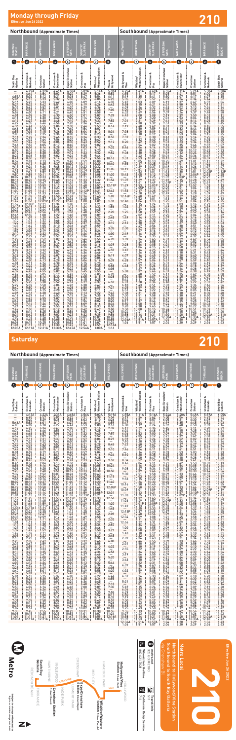# Monday through Friday

Effective Jun 26 2022

# 210

## Northbound (Approximate Times)

| REDONDO BEACH | TORRANCE | HAWTHORNE | INGLEWOOD | JEFFERSON PARK | COUNTRY CLUB PARK | KOREATOWN | HOLLYWOOD |
|---|---|---|---|---|---|---|---|
| 1 | 2 | 3 | 4 | 5 | 6 | 7 | 8 |
| South Bay Galleria | Crenshaw & Redondo | Crenshaw Station | Crenshaw & Manchester | Expo/Crenshaw Station | Crenshaw & Pico | Wilshire/Western Station | Vine & Hollywood |
| — | 4:22A | 4:32A | 4:41A | 4:58A | 5:07A | 5:16A | 5:31A |
| 12:05A | 12:11A | 12:21A | 12:30A | 12:47A | 12:54A | 1:00A | 1:16A |

## Southbound (Approximate Times)

| HOLLYWOOD | KOREATOWN | COUNTRY CLUB PARK | JEFFERSON PARK | INGLEWOOD | HAWTHORNE | TORRANCE | REDONDO BEACH |
|---|---|---|---|---|---|---|---|
| 8 | 7 | 6 | 5 | 4 | 3 | 2 | 1 |
| Hollywood & Vine | Wilshire/Western Station | Crenshaw & Pico | Expo/Crenshaw Station | Crenshaw & Manchester | Crenshaw Station | Crenshaw & Redondo | South Bay Galleria |
| 4:25A | 4:41A | 4:47A | 4:55A | 5:11A | 5:21A | 5:30A | 5:38A |
| 1:36 | 1:51 | 1:57 | 2:04 | 2:20 | 2:29 | 2:36 | 2:43 |

# Saturday

# 210

## Northbound (Approximate Times)

| REDONDO BEACH | TORRANCE | HAWTHORNE | INGLEWOOD | JEFFERSON PARK | COUNTRY CLUB PARK | KOREATOWN | HOLLYWOOD |
|---|---|---|---|---|---|---|---|
| 1 | 2 | 3 | 4 | 5 | 6 | 7 | 8 |
| South Bay Galleria | Crenshaw & Redondo | Crenshaw Station | Crenshaw & Manchester | Expo/Crenshaw Station | Crenshaw & Pico | Wilshire/Western Station | Vine & Hollywood |
| — | 4:13A | 4:22A | 4:31A | 4:48A | 4:56A | 5:03A | 5:19A |
| 12:05A | 12:11 | 12:21 | 12:30 | 12:47 | 12:54 | 1:00 | 1:16A |

## Southbound (Approximate Times)

| HOLLYWOOD | KOREATOWN | COUNTRY CLUB PARK | JEFFERSON PARK | INGLEWOOD | HAWTHORNE | TORRANCE | REDONDO BEACH |
|---|---|---|---|---|---|---|---|
| 8 | 7 | 6 | 5 | 4 | 3 | 2 | 1 |
| Hollywood & Vine | Wilshire/Western Station | Crenshaw & Pico | Expo/Crenshaw Station | Crenshaw & Manchester | Crenshaw Station | Crenshaw & Redondo | South Bay Galleria |
| 4:55A | 5:10A | 5:16A | 5:24A | 5:40A | 5:49A | 5:57A | 6:05A |
| 1:36 | 1:51 | 1:57 | 2:04 | 2:20 | 2:29 | 2:36 | 2:43 |

Metro

South Bay Galleria · Redondo Beach · Torrance · Hawthorne · Inglewood · Crenshaw Station · Expo/Crenshaw Station · Hyde Park · Leimert Park · Jefferson Park · Mid-City · Crenshaw · Hancock Park · Wilshire/Western Station · Koreatown · Hollywood/Vine Station · Hollywood

Subject to change without notice

# Metro Local

# 210

Northbound to Hollywood/Vine Station

Southbound to South Bay Galleria

via Crenshaw Bl

Effective Jun 26 2022

metro.net · 323.GO.METRO

Travel Info · 511

California Relay Service · 711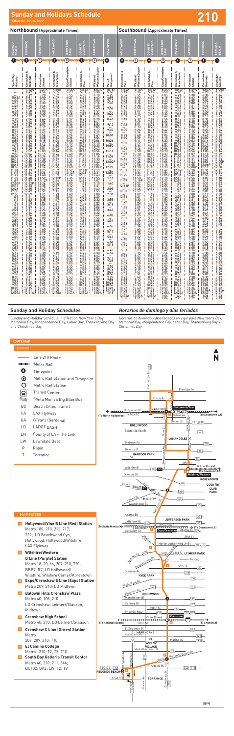# Sunday and Holidays Schedule

**Effective Jun 26 2022**

**210**

## Northbound (Approximate Times)

| REDONDO BEACH | TORRANCE | HAWTHORNE | INGLEWOOD | JEFFERSON PARK | COUNTRY CLUB PARK | KOREATOWN | HOLLYWOOD |
|---|---|---|---|---|---|---|---|
| 1 | 2 | 3 | 4 | 5 | 6 | 7 | 8 |
| South Bay Galleria | Crenshaw & Redondo Beach | Crenshaw Station | Crenshaw & Manchester | Expo/Crenshaw Station | Crenshaw & Pico | Wilshire/Western Station | Vine & Hollywood |
| — | 4:12A | 4:21A | 4:30A | 4:38A | 4:56A | 5:03A | 5:18A |
| — | 4:47 | 4:56 | 5:05 | 5:13 | 5:31 | 5:38 | 5:53 |
| 5:45A | 5:51 | 6:00 | 6:09 | 6:17 | 6:36 | 6:43 | 6:59 |
| 6:03 | 6:09 | 6:18 | 6:27 | 6:36 | 6:55 | 7:02 | 7:17 |
| 6:18 | 6:24 | 6:33 | 6:42 | 6:51 | 7:09 | 7:16 | 7:32 |
| 6:28 | 6:35 | 6:44 | 6:53 | 7:03 | 7:21 | 7:28 | — |
| 6:40 | 6:46 | 6:55 | 7:04 | 7:14 | 7:32 | 7:40 | 7:58 |
| 6:51 | 6:58 | 7:08 | 7:17 | 7:27 | 7:45 | 7:52 | — |
| 7:03 | 7:10 | 7:20 | 7:29 | 7:40 | 7:58 | 8:06 | 8:22 |
| 7:14 | 7:21 | 7:31 | 7:41 | 7:52 | 8:10 | 8:18 | — |
| 7:26 | 7:33 | 7:43 | 7:52 | 8:03 | 8:21 | 8:29 | 8:46 |
| 7:38 | 7:45 | 7:55 | 8:05 | 8:16 | 8:34 | 8:42 | — |
| 7:49 | 7:57 | 8:07 | 8:17 | 8:28 | 8:46 | 8:54 | 9:12 |
| 8:01 | 8:09 | 8:19 | 8:29 | 8:40 | 8:58 | 9:06 | — |
| 8:13 | 8:21 | 8:31 | 8:41 | 8:52 | 9:10 | 9:18 | 9:37 |
| 8:24 | 8:32 | 8:42 | 8:52 | 9:03 | 9:21 | 9:29 | — |
| 8:36 | 8:44 | 8:54 | 9:04 | 9:15 | 9:33 | 9:41 | 10:01 |
| 8:47 | 8:56 | 9:06 | 9:16 | 9:28 | 9:46 | 9:54 | — |
| 8:55 | 9:04 | 9:15 | 9:25 | 9:36 | 9:54 | 10:02 | 10:26 |
| 9:07 | 9:16 | 9:27 | 9:37 | 9:48 | 10:06 | 10:14 | — |
| 9:19 | 9:28 | 9:39 | 9:49 | 10:00 | 10:18 | 10:26 | 10:50 |
| 9:31 | 9:40 | 9:51 | 10:01 | 10:12 | 10:30 | 10:38 | — |
| 9:43 | 9:52 | 10:03 | 10:13 | 10:24 | 10:42 | 10:50 | 11:14 |
| 9:55 | 10:04 | 10:15 | 10:25 | 10:36 | 10:54 | 11:02 | — |
| 10:06 | 10:15 | 10:26 | 10:37 | 10:48 | 11:06 | 11:14 | 11:38 |
| 10:17 | 10:26 | 10:38 | 10:49 | 11:00 | 11:18 | 11:26 | — |
| 10:29 | 10:38 | 10:50 | 11:01 | 11:12 | 11:30 | 11:38 | 12:02P |
| 10:41 | 10:50 | 11:02 | 11:13 | 11:24 | 11:42 | 11:50 | — |
| 10:53 | 11:02 | 11:14 | 11:25 | 11:36 | 11:54 | 12:02P | 12:27 |
| 11:04 | 11:13 | 11:25 | 11:37 | 11:48 | 12:06P | 12:14P | — |
| 11:16 | 11:25 | 11:37 | 11:49 | 12:00P | 12:18P | 12:26 | 12:52 |
| 11:28 | 11:37 | 11:49 | 12:01P | 12:12P | 12:30 | 12:38 | — |
| 11:39 | 11:48 | 12:00P | 12:13P | 12:24 | 12:42 | 12:50 | 1:16 |
| 11:51 | 12:00P | 12:12P | 12:24 | 12:35 | 12:53 | 1:01 | — |
| 12:03P | 12:12P | 12:24 | 12:36 | 12:47 | 1:05 | 1:13 | 1:40 |
| 12:14 | 12:23 | 12:35 | 12:48 | 12:59 | 1:17 | 1:25 | — |
| 12:26 | 12:35 | 12:47 | 1:00 | 1:11 | 1:29 | 1:37 | 2:05 |
| 12:38 | 12:47 | 12:59 | 1:12 | 1:23 | 1:41 | 1:49 | — |
| 12:50 | 12:59 | 1:11 | 1:24 | 1:35 | 1:53 | 2:01 | 2:31 |
| 1:01 | 1:11 | 1:23 | 1:36 | 1:47 | 2:05 | 2:13 | — |
| 1:13 | 1:23 | 1:35 | 1:48 | 1:59 | 2:17 | 2:25 | 2:55 |
| 1:25 | 1:35 | 1:47 | 2:00 | 2:11 | 2:29 | 2:37 | — |
| 1:37 | 1:47 | 1:59 | 2:12 | 2:23 | 2:41 | 2:49 | 3:19 |
| 1:49 | 1:59 | 2:11 | 2:24 | 2:35 | 2:53 | 3:01 | — |
| 2:01 | 2:11 | 2:23 | 2:36 | 2:47 | 3:05 | 3:13 | 3:43 |
| 2:14 | 2:24 | 2:36 | 2:49 | 3:00 | 3:18 | 3:26 | — |
| 2:26 | 2:36 | 2:48 | 3:01 | 3:12 | 3:30 | 3:38 | 4:07 |
| 2:38 | 2:48 | 3:00 | 3:13 | 3:24 | 3:42 | 3:50 | — |
| 2:50 | 3:00 | 3:12 | 3:25 | 3:36 | 3:54 | 4:02 | 4:31 |
| 3:02 | 3:12 | 3:24 | 3:37 | 3:48 | 4:06 | 4:14 | — |
| 3:14 | 3:24 | 3:36 | 3:49 | 4:00 | 4:18 | 4:26 | 4:55 |
| 3:26 | 3:36 | 3:48 | 4:01 | 4:12 | 4:30 | 4:38 | — |
| 3:38 | 3:48 | 4:00 | 4:13 | 4:24 | 4:42 | 4:50 | 5:17 |
| 3:50 | 4:00 | 4:12 | 4:25 | 4:36 | 4:54 | 5:02 | — |
| 4:03 | 4:13 | 4:25 | 4:38 | 4:49 | 5:07 | 5:15 | 5:41 |
| 4:15 | 4:25 | 4:36 | 4:50 | 5:01 | 5:19 | 5:27 | — |
| 4:27 | 4:37 | 4:48 | 5:02 | 5:13 | 5:31 | 5:39 | 6:06 |
| 4:40 | 4:49 | 5:00 | 5:14 | 5:25 | 5:43 | 5:51 | — |
| 4:52 | 5:01 | 5:12 | 5:26 | 5:37 | 5:55 | 6:03 | 6:30 |
| 5:05 | 5:14 | 5:25 | 5:38 | 5:49 | 6:07 | 6:15 | — |
| 5:17 | 5:26 | 5:38 | 5:50 | 6:00 | 6:18 | 6:26 | 6:52 |
| 5:29 | 5:38 | 5:50 | 6:02 | 6:12 | 6:29 | 6:37 | — |
| 5:42 | 5:51 | 6:01 | 6:14 | 6:24 | 6:41 | 6:48 | 7:14 |
| 5:53 | 6:03 | 6:14 | 6:26 | 6:36 | 6:53 | 7:00 | — |
| 6:07 | 6:16 | 6:26 | 6:38 | 6:48 | 7:05 | 7:12 | — |
| 6:22 | 6:31 | 6:40 | 6:52 | 7:02 | 7:19 | 7:26 | — |
| 6:41 | 6:50 | 6:59 | 7:12 | 7:21 | 7:37 | 7:44 | 7:52 |
| 7:00 | 7:09 | 7:18 | 7:30 | 7:40 | 7:55 | 8:02 | 8:17 |
| 7:33 | 7:42 | 7:51 | 8:02 | 8:11 | 8:25 | 8:32 | 8:48 |
| 8:03 | 8:11 | 8:20 | 8:31 | 8:40 | 8:54 | 9:01 | 9:16 |
| 8:33 | 8:41 | 8:50 | 9:01 | 9:09 | 9:23 | 9:30 | 9:44 |
| 9:07 | 9:15 | 9:24 | 9:34 | 9:42 | 9:56 | 10:03 | 10:16 |
| 9:38 | 9:46 | 9:54 | 10:05 | 10:13 | 10:26 | 10:33 | 10:45 |
| 10:08 | 10:15 | 10:25 | 10:35 | 10:43 | 10:56 | 11:02 | 11:14 |
| 11:06 | 11:13 | 11:21 | 11:31 | 11:39 | 11:51 | 11:57 | 12:08A |
| 12:05A | 12:11A | 12:21A | 12:30A | 12:38A | 12:47A | 12:54A | 1:08A |

## Southbound (Approximate Times)

| HOLLYWOOD | KOREATOWN | COUNTRY CLUB PARK | JEFFERSON PARK | INGLEWOOD | HAWTHORNE | TORRANCE | REDONDO BEACH |
|---|---|---|---|---|---|---|---|
| 8 | 7 | 6 | 5 | 4 | 3 | 2 | 1 |
| Hollywood & Vine | Wilshire/Western Station | Crenshaw & Pico | Expo/Crenshaw Station | Crenshaw & Manchester | Crenshaw Station | Crenshaw & Redondo Beach | South Bay Galleria |
| 4:56A | 5:10A | 5:16A | 5:26A | 5:40A | 5:49A | 5:57A | 6:05A |
| 5:19 | 5:33 | 5:39 | 5:49 | 6:03 | 6:12 | 6:20 | 6:28 |
| 5:44 | 5:58 | 6:04 | 6:14 | 6:28 | 6:37 | 6:45 | 6:53 |
| 6:03 | 6:17 | 6:23 | 6:33 | 6:47 | 6:56 | 7:04 | 7:12 |
| 6:21 | 6:35 | 6:41 | 6:51 | 7:05 | 7:14 | 7:22 | 7:30 |
| 6:41 | 6:55 | 7:01 | 7:11 | 7:25 | 7:34 | 7:42 | 7:50 |
| 7:00 | 7:14 | 7:20 | 7:30 | 7:44 | 7:53 | 8:01 | 8:09 |
| 7:19 | 7:33 | 7:39 | 7:49 | 8:03 | 8:12 | 8:20 | 8:28 |
| — | 7:44 | 7:50 | 8:00 | 8:14 | 8:23 | 8:31 | 8:39 |
| 7:42 | 7:56 | 8:02 | 8:12 | 8:26 | 8:35 | 8:43 | 8:51 |
| — | 8:07 | 8:13 | 8:23 | 8:37 | 8:46 | 8:54 | 9:02 |
| 8:05 | 8:19 | 8:25 | 8:35 | 8:49 | 8:58 | 9:06 | 9:14 |
| — | 8:31 | 8:37 | 8:47 | 9:01 | 9:10 | 9:18 | 9:26 |
| 8:29 | 8:43 | 8:49 | 8:59 | 9:13 | 9:22 | 9:30 | 9:38 |
| — | 8:54 | 9:00 | 9:10 | 9:24 | 9:33 | 9:41 | 9:49 |
| 8:52 | 9:06 | 9:12 | 9:22 | 9:36 | 9:45 | 9:53 | 10:01 |
| — | 9:17 | 9:23 | 9:33 | 9:47 | 9:56 | 10:04 | 10:12 |
| 9:15 | 9:29 | 9:35 | 9:45 | 9:59 | 10:08 | 10:16 | 10:24 |
| — | 9:40 | 9:46 | 9:56 | 10:10 | 10:19 | 10:27 | 10:35 |
| 9:38 | 9:52 | 9:58 | 10:08 | 10:22 | 10:31 | 10:39 | 10:47 |
| — | 10:03 | 10:09 | 10:19 | 10:33 | 10:42 | 10:50 | 10:58 |
| 10:01 | 10:15 | 10:21 | 10:31 | 10:45 | 10:54 | 11:02 | 11:10 |
| — | 10:27 | 10:33 | 10:43 | 10:57 | 11:06 | 11:14 | 11:22 |
| 10:25 | 10:39 | 10:45 | 10:55 | 11:09 | 11:18 | 11:26 | 11:34 |
| — | 10:51 | 10:57 | 11:07 | 11:21 | 11:30 | 11:38 | 11:46 |
| 10:49 | 11:03 | 11:09 | 11:19 | 11:33 | 11:42 | 11:50 | 11:58 |
| — | 11:15 | 11:21 | 11:31 | 11:45 | 11:54 | 12:02P | 12:10P |
| 11:13 | 11:27 | 11:33 | 11:43 | 11:57 | 12:06P | 12:14P | 12:22P |
| — | 11:39 | 11:45 | 11:55 | 12:09P | 12:18 | 12:26 | 12:34 |
| 11:37 | 11:51 | 11:57 | 12:07P | 12:21 | 12:30 | 12:38 | 12:46 |
| — | 12:03P | 12:09P | 12:19 | 12:33 | 12:42 | 12:50 | 12:58 |
| 12:01P | 12:15P | 12:21 | 12:31 | 12:45 | 12:54 | 1:02 | 1:10 |
| — | 12:27 | 12:33 | 12:43 | 12:57 | 1:06 | 1:14 | 1:22 |
| 12:25 | 12:39 | 12:45 | 12:55 | 1:09 | 1:18 | 1:26 | 1:34 |
| — | 12:51 | 12:57 | 1:07 | 1:21 | 1:30 | 1:38 | 1:46 |
| 12:49 | 1:03 | 1:09 | 1:19 | 1:33 | 1:42 | 1:50 | 1:58 |
| — | 1:15 | 1:21 | 1:31 | 1:45 | 1:54 | 2:02 | 2:10 |
| 1:13 | 1:27 | 1:33 | 1:43 | 1:57 | 2:06 | 2:14 | 2:22 |
| — | 1:39 | 1:45 | 1:55 | 2:09 | 2:18 | 2:26 | 2:34 |
| 1:37 | 1:51 | 1:57 | 2:07 | 2:21 | 2:30 | 2:38 | 2:46 |
| — | 2:03 | 2:09 | 2:19 | 2:33 | 2:42 | 2:50 | 2:58 |
| 2:01 | 2:15 | 2:21 | 2:31 | 2:45 | 2:54 | 3:02 | 3:10 |
| — | 2:27 | 2:33 | 2:43 | 2:57 | 3:06 | 3:14 | 3:22 |
| 2:25 | 2:39 | 2:45 | 2:55 | 3:09 | 3:18 | 3:26 | 3:34 |
| — | 2:51 | 2:57 | 3:07 | 3:21 | 3:30 | 3:38 | 3:46 |
| 2:49 | 3:03 | 3:09 | 3:19 | 3:33 | 3:42 | 3:50 | 3:58 |
| — | 3:15 | 3:21 | 3:31 | 3:45 | 3:54 | 4:02 | 4:10 |
| 3:13 | 3:27 | 3:33 | 3:43 | 3:57 | 4:06 | 4:14 | 4:22 |
| — | 3:39 | 3:45 | 3:55 | 4:09 | 4:18 | 4:26 | 4:34 |
| 3:37 | 3:51 | 3:57 | 4:07 | 4:21 | 4:30 | 4:38 | 4:46 |
| — | 4:03 | 4:09 | 4:19 | 4:33 | 4:42 | 4:50 | 4:58 |
| 4:01 | 4:15 | 4:21 | 4:31 | 4:45 | 4:54 | 5:02 | 5:10 |
| — | 4:27 | 4:33 | 4:43 | 4:57 | 5:06 | 5:14 | 5:22 |
| 4:25 | 4:39 | 4:45 | 4:55 | 5:09 | 5:18 | 5:26 | 5:34 |
| — | 4:51 | 4:57 | 5:07 | 5:21 | 5:30 | 5:38 | 5:46 |
| 4:49 | 5:03 | 5:09 | 5:19 | 5:33 | 5:42 | 5:50 | 5:58 |
| — | 5:15 | 5:21 | 5:31 | 5:45 | 5:54 | 6:02 | 6:10 |
| 5:13 | 5:27 | 5:33 | 5:43 | 5:57 | 6:06 | 6:14 | 6:22 |
| — | 5:39 | 5:45 | 5:55 | 6:09 | 6:18 | 6:26 | 6:34 |
| 5:38 | 5:52 | 5:58 | 6:08 | 6:22 | 6:31 | 6:39 | 6:47 |
| — | 6:05 | 6:11 | 6:21 | 6:35 | 6:44 | 6:52 | 7:00 |
| 6:04 | 6:18 | 6:24 | 6:34 | 6:48 | 6:57 | 7:05 | 7:13 |
| — | 6:32 | 6:38 | 6:48 | 7:02 | 7:11 | 7:19 | 7:27 |
| 6:32 | 6:46 | 6:52 | 7:02 | 7:16 | 7:25 | 7:33 | 7:41 |
| 7:03 | 7:17 | 7:23 | 7:33 | 7:47 | 7:56 | 8:04 | 8:12 |
| 7:34 | 7:48 | 7:54 | 8:04 | 8:18 | 8:27 | 8:35 | 8:43 |
| 8:05 | 8:19 | 8:25 | 8:35 | 8:49 | 8:58 | 9:06 | 9:14 |
| 8:36 | 8:50 | 8:56 | 9:06 | 9:20 | 9:29 | 9:37 | 9:45 |
| 9:08 | 9:22 | 9:28 | 9:38 | 9:52 | 10:01 | 10:09 | 10:17 |
| 9:38 | 9:52 | 9:58 | 10:08 | 10:22 | 10:31 | 10:39 | 10:47 |
| 10:08 | 10:22 | 10:28 | 10:38 | 10:52 | 11:01 | 11:09 | 11:17 |
| 10:38 | 10:52 | 10:58 | 11:08 | 11:22 | 11:31 | 11:39 | 11:47 |
| 11:08 | 11:22 | 11:28 | 11:38 | 11:52 | 12:01A | 12:09A | 12:17A |
| 11:37 | 11:51 | 11:57 | 12:07A | 12:21 | 12:30 | 12:38 | 12:46 |
| 12:36A | 12:50A | 12:56A | 1:06A | 1:20 | 1:29 | 1:37 | 1:45 |
| 1:36 | 1:50 | 1:56 | 2:06 | 2:20 | 2:29 | 2:37 | 2:45 |

## Sunday and Holiday Schedules

Sunday and Holiday Schedule in effect on New Year's Day, Memorial Day, Independence Day, Labor Day, Thanksgiving Day and Christmas Day.

## Horarios de domingo y días feriados

*Horarios de domingo y días feriados en vigor para New Year's Day, Memorial Day, Independence Day, Labor Day, Thanksgiving Day y Christmas Day.*

## ROUTE MAP

### LEGEND

- Line 210 Route
- Metro Rail
- Timepoint
- Metro Rail Station and Timepoint
- Metro Rail Station
- Transit Center
- BBB Santa Monica Big Blue Bus
- BC Beach Cities Transit
- FA LAX FlyAway
- GA GTrans (Gardena)
- LD LADOT DASH
- LN County of LA - The Link
- LW Lawndale Beat
- R Rapid
- T Torrance

### MAP NOTES

1. **Hollywood/Vine B Line (Red) Station**
   Metro 180, 210, 212, 217, 222; LD Beachwood Cyn, Hollywood, Hollywood/Wilshire, LAX FlyAway
2. **Wilshire/Western**
   **D Line (Purple) Station**
   Metro 18, 20, 66, 207, 210, 720; BBB7; R7; LD Hollywood/Wilshire, Wilshire Center/Koreatown
3. **Expo/Crenshaw E Line (Expo) Station**
   Metro 209, 210; LD Midtown
4. **Baldwin Hills Crenshaw Plaza**
   Metro 40, 105, 210; LD Crenshaw, Leimert/Slauson, Midtown
5. **Crenshaw High School**
   Metro 40, 210; LD Leimert/Slauson
6. **Crenshaw C Line (Green) Station**
   Metro 207, 209, 210; T10
7. **El Camino College**
   Metro 210; T2, T5, T10
8. **South Bay Galleria Transit Center**
   Metro 40, 210, 211, 344; BC102; GA3; LW; T2, T8

Franklin Av
Yucca Av
Hollywood Bd
B Line (Red)
Hollywood/Vine
Selma Av
Sunset Bl
(To North Hollywood)
(To Downtown LA)
HOLLYWOOD
Santa Monica Bl
Vine St
Melrose Av
LOS ANGELES
Beverly Bl
HANCOCK PARK
3rd St
Western Av
6th St
D Line (Purple)
Wilshire Bl
Wilshire/Western
(To Downtown LA)
Olympic Bl
KOREATOWN
COUNTRY CLUB PARK
Pico Bl
Crenshaw Bl
MID-CITY
Venice Bl
Washington Bl
Adams Bl
Jefferson Bl
JEFFERSON PARK
(To Santa Monica)
E Line (Expo)
Exposition Bl
Expo/Crenshaw
Obama Bl
(To Downtown LA)
Coliseum St
39th St
Martin Luther King Jr Bl
Stocker St
43rd St
LEIMERT PARK
Vernon Av
54th St
Angeles Vista Bl
Slauson Av
Hyde Park Bl
HYDE PARK
Florence Av
Manchester Bl
INGLEWOOD
Century Bl
108th St
Imperial Hwy
C Line (Green)
Crenshaw
(To Redondo Beach)
(To Norwalk)
El Segundo Bl
Rosecrans Av
HAWTHORNE
Marine Av
EL CAMINO VILLAGE
Manhattan Beach Bl
Redondo Beach Bl
Artesia Bl
Prairie Av
REDONDO BEACH
182nd St
TORRANCE
Hawthorne Bl
Crenshaw Bl